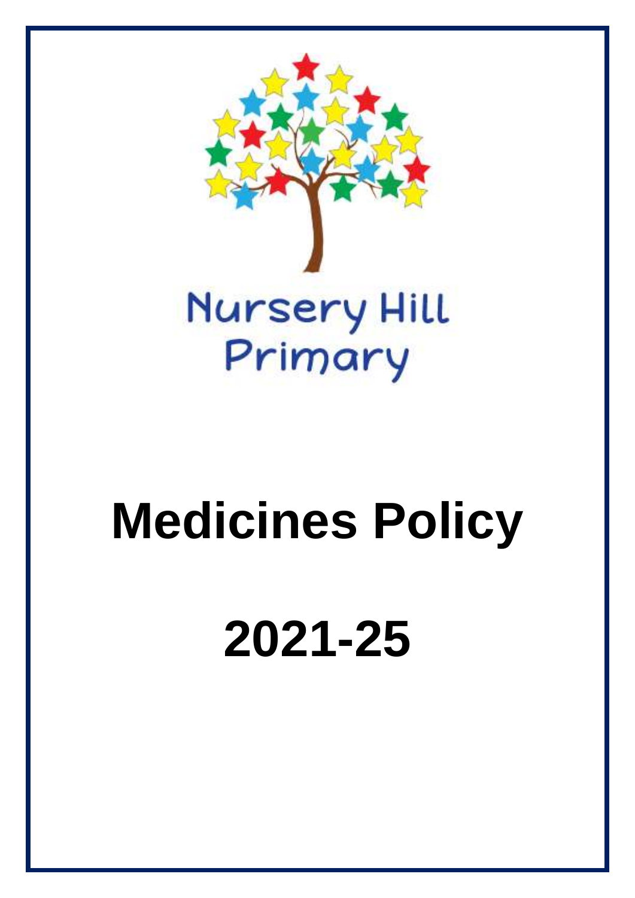Nursery Hill Primary

# Medicines Policy

# 2021-25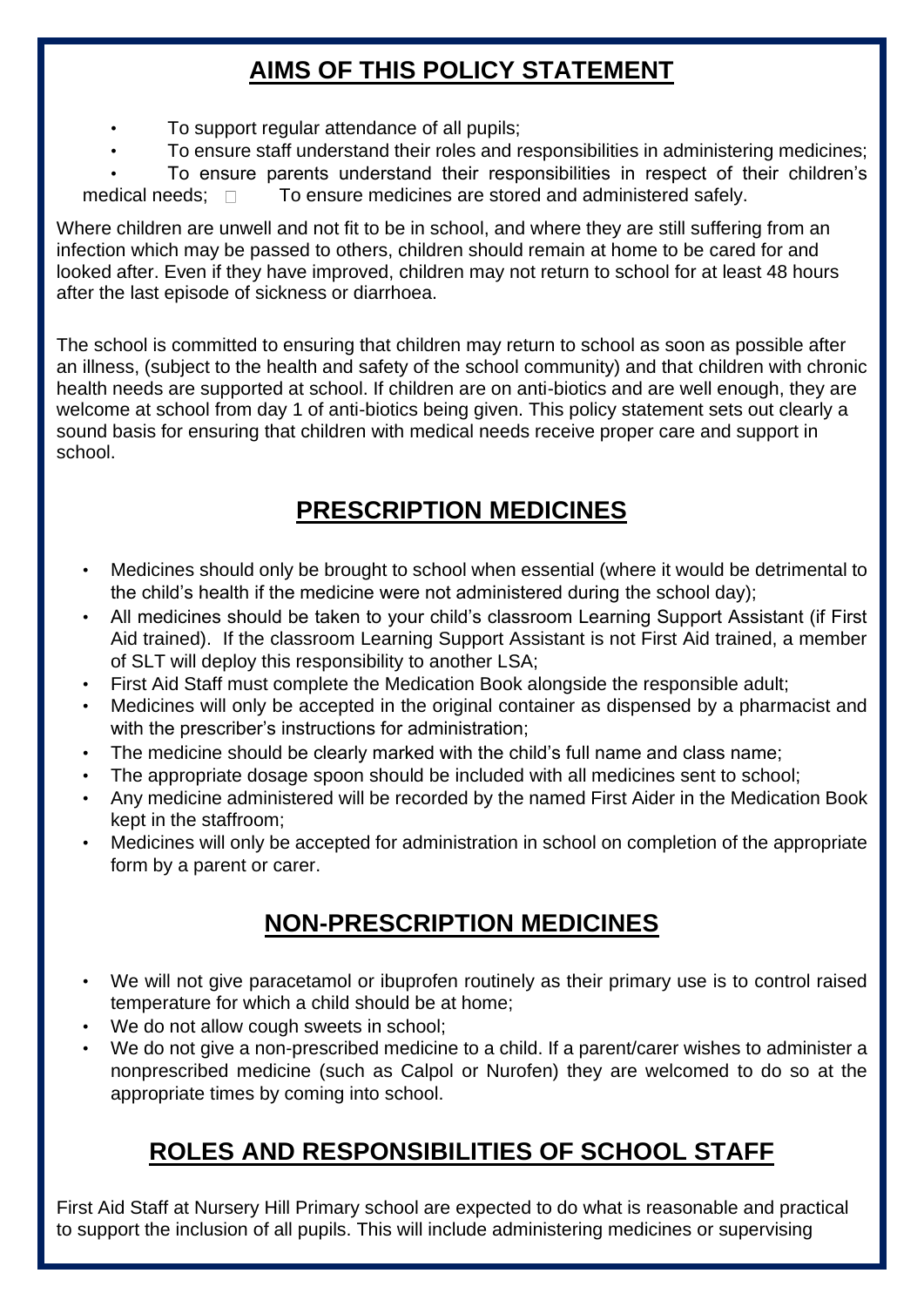## AIMS OF THIS POLICY STATEMENT

- To support regular attendance of all pupils;
- To ensure staff understand their roles and responsibilities in administering medicines;
- To ensure parents understand their responsibilities in respect of their children's medical needs;
- To ensure medicines are stored and administered safely.

Where children are unwell and not fit to be in school, and where they are still suffering from an infection which may be passed to others, children should remain at home to be cared for and looked after. Even if they have improved, children may not return to school for at least 48 hours after the last episode of sickness or diarrhoea.

The school is committed to ensuring that children may return to school as soon as possible after an illness, (subject to the health and safety of the school community) and that children with chronic health needs are supported at school. If children are on anti-biotics and are well enough, they are welcome at school from day 1 of anti-biotics being given. This policy statement sets out clearly a sound basis for ensuring that children with medical needs receive proper care and support in school.

## PRESCRIPTION MEDICINES

- Medicines should only be brought to school when essential (where it would be detrimental to the child's health if the medicine were not administered during the school day);
- All medicines should be taken to your child's classroom Learning Support Assistant (if First Aid trained). If the classroom Learning Support Assistant is not First Aid trained, a member of SLT will deploy this responsibility to another LSA;
- First Aid Staff must complete the Medication Book alongside the responsible adult;
- Medicines will only be accepted in the original container as dispensed by a pharmacist and with the prescriber's instructions for administration;
- The medicine should be clearly marked with the child's full name and class name;
- The appropriate dosage spoon should be included with all medicines sent to school;
- Any medicine administered will be recorded by the named First Aider in the Medication Book kept in the staffroom;
- Medicines will only be accepted for administration in school on completion of the appropriate form by a parent or carer.

## NON-PRESCRIPTION MEDICINES

- We will not give paracetamol or ibuprofen routinely as their primary use is to control raised temperature for which a child should be at home;
- We do not allow cough sweets in school;
- We do not give a non-prescribed medicine to a child. If a parent/carer wishes to administer a nonprescribed medicine (such as Calpol or Nurofen) they are welcomed to do so at the appropriate times by coming into school.

## ROLES AND RESPONSIBILITIES OF SCHOOL STAFF

First Aid Staff at Nursery Hill Primary school are expected to do what is reasonable and practical to support the inclusion of all pupils. This will include administering medicines or supervising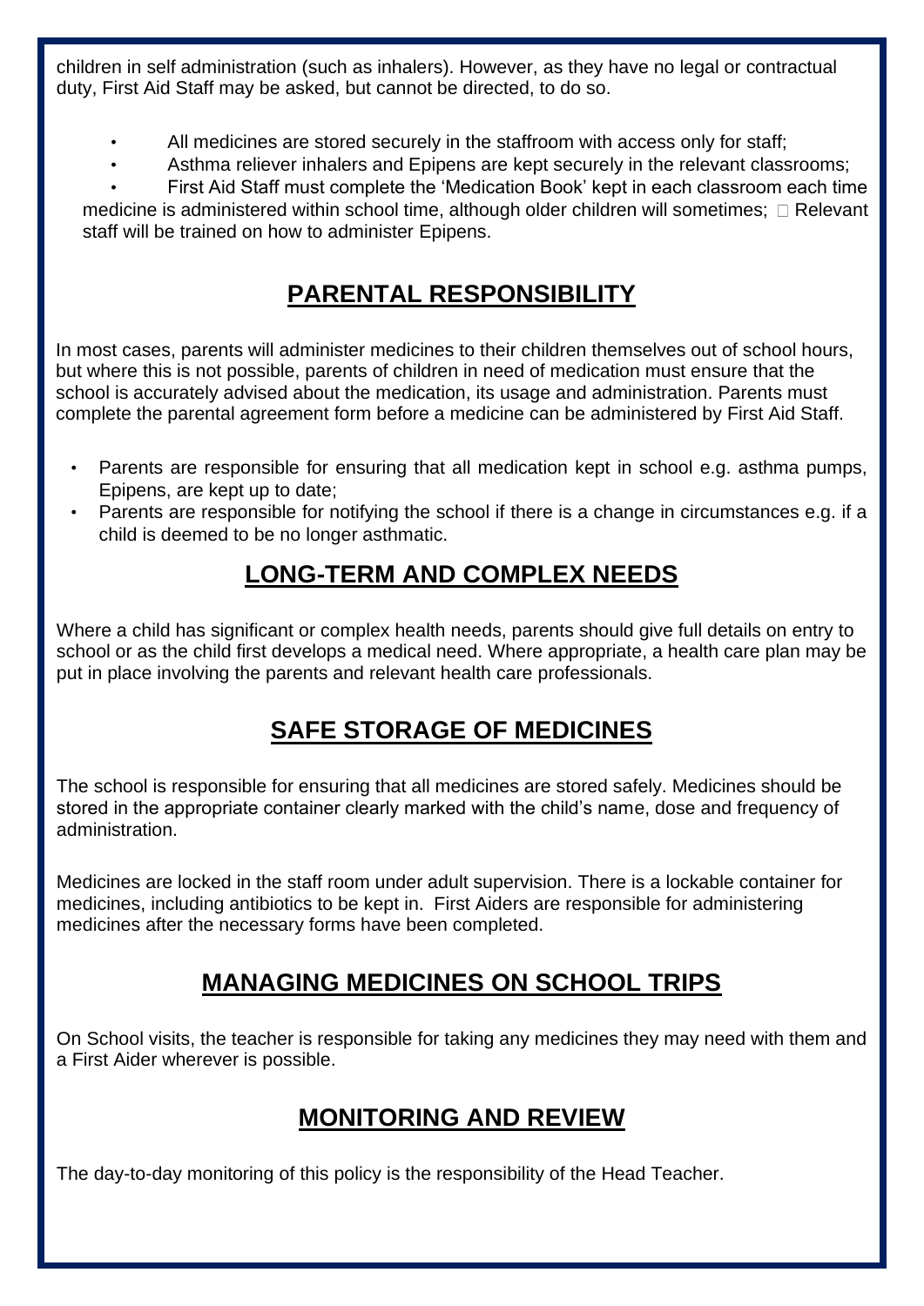children in self administration (such as inhalers). However, as they have no legal or contractual duty, First Aid Staff may be asked, but cannot be directed, to do so.

- All medicines are stored securely in the staffroom with access only for staff;
- Asthma reliever inhalers and Epipens are kept securely in the relevant classrooms;
- First Aid Staff must complete the 'Medication Book' kept in each classroom each time medicine is administered within school time, although older children will sometimes; Relevant staff will be trained on how to administer Epipens.

## **PARENTAL RESPONSIBILITY**

In most cases, parents will administer medicines to their children themselves out of school hours, but where this is not possible, parents of children in need of medication must ensure that the school is accurately advised about the medication, its usage and administration. Parents must complete the parental agreement form before a medicine can be administered by First Aid Staff.

- Parents are responsible for ensuring that all medication kept in school e.g. asthma pumps, Epipens, are kept up to date;
- Parents are responsible for notifying the school if there is a change in circumstances e.g. if a child is deemed to be no longer asthmatic.

## **LONG-TERM AND COMPLEX NEEDS**

Where a child has significant or complex health needs, parents should give full details on entry to school or as the child first develops a medical need. Where appropriate, a health care plan may be put in place involving the parents and relevant health care professionals.

## **SAFE STORAGE OF MEDICINES**

The school is responsible for ensuring that all medicines are stored safely. Medicines should be stored in the appropriate container clearly marked with the child's name, dose and frequency of administration.

Medicines are locked in the staff room under adult supervision. There is a lockable container for medicines, including antibiotics to be kept in. First Aiders are responsible for administering medicines after the necessary forms have been completed.

## **MANAGING MEDICINES ON SCHOOL TRIPS**

On School visits, the teacher is responsible for taking any medicines they may need with them and a First Aider wherever is possible.

## **MONITORING AND REVIEW**

The day-to-day monitoring of this policy is the responsibility of the Head Teacher.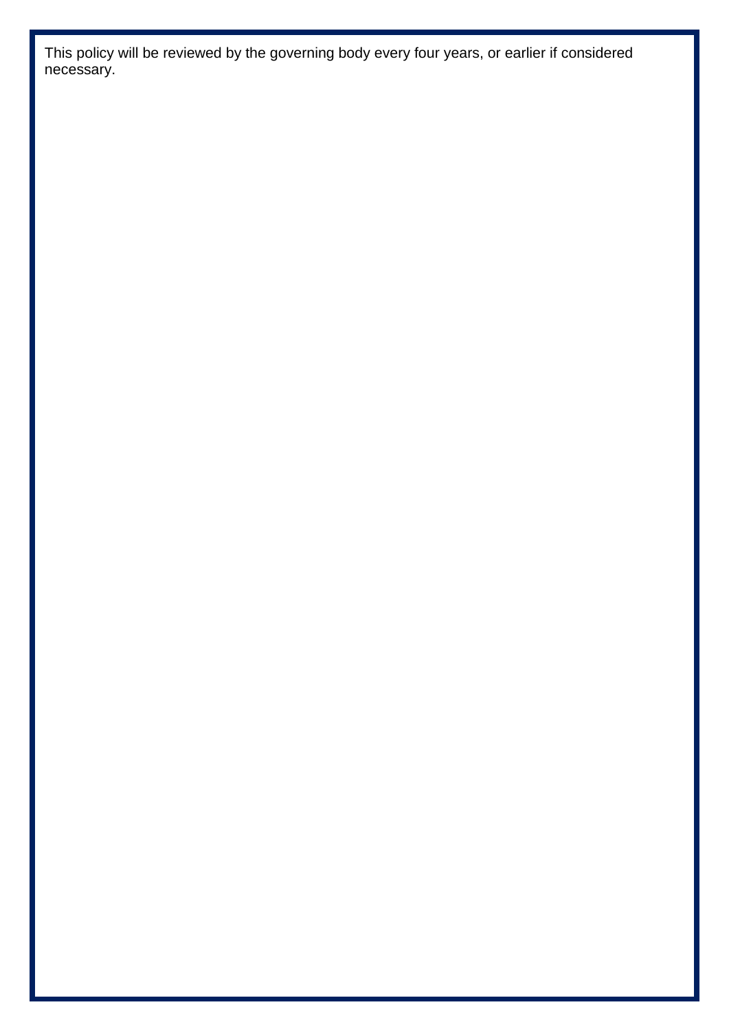This policy will be reviewed by the governing body every four years, or earlier if considered necessary.